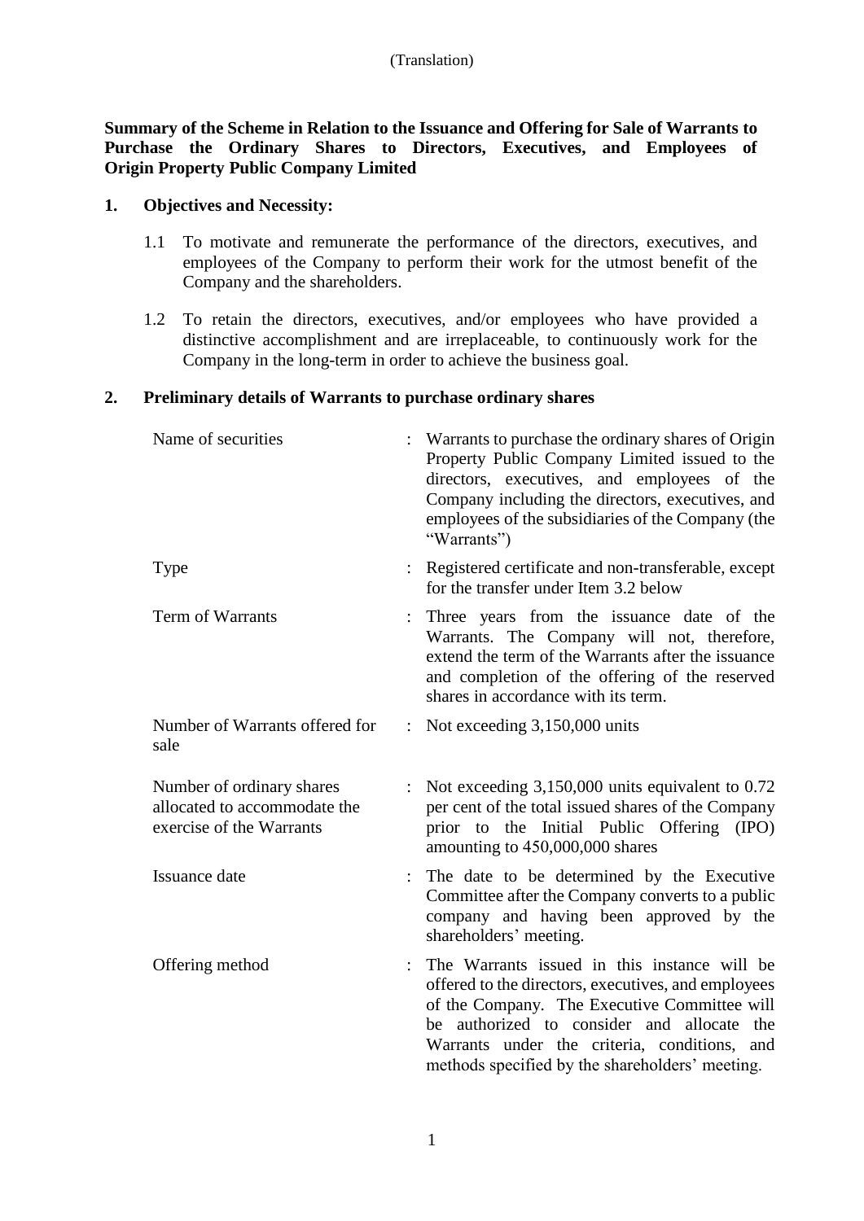(Translation)

**Summary of the Scheme in Relation to the Issuance and Offering for Sale of Warrants to Purchase the Ordinary Shares to Directors, Executives, and Employees of Origin Property Public Company Limited**

## 1. Objectives and Necessity:

1.1 To motivate and remunerate the performance of the directors, executives, and employees of the Company to perform their work for the utmost benefit of the Company and the shareholders.

1.2 To retain the directors, executives, and/or employees who have provided a distinctive accomplishment and are irreplaceable, to continuously work for the Company in the long-term in order to achieve the business goal.

## 2. Preliminary details of Warrants to purchase ordinary shares

| | | |
|---|---|---|
| Name of securities | : | Warrants to purchase the ordinary shares of Origin Property Public Company Limited issued to the directors, executives, and employees of the Company including the directors, executives, and employees of the subsidiaries of the Company (the "Warrants") |
| Type | : | Registered certificate and non-transferable, except for the transfer under Item 3.2 below |
| Term of Warrants | : | Three years from the issuance date of the Warrants. The Company will not, therefore, extend the term of the Warrants after the issuance and completion of the offering of the reserved shares in accordance with its term. |
| Number of Warrants offered for sale | : | Not exceeding 3,150,000 units |
| Number of ordinary shares allocated to accommodate the exercise of the Warrants | : | Not exceeding 3,150,000 units equivalent to 0.72 per cent of the total issued shares of the Company prior to the Initial Public Offering (IPO) amounting to 450,000,000 shares |
| Issuance date | : | The date to be determined by the Executive Committee after the Company converts to a public company and having been approved by the shareholders' meeting. |
| Offering method | : | The Warrants issued in this instance will be offered to the directors, executives, and employees of the Company. The Executive Committee will be authorized to consider and allocate the Warrants under the criteria, conditions, and methods specified by the shareholders' meeting. |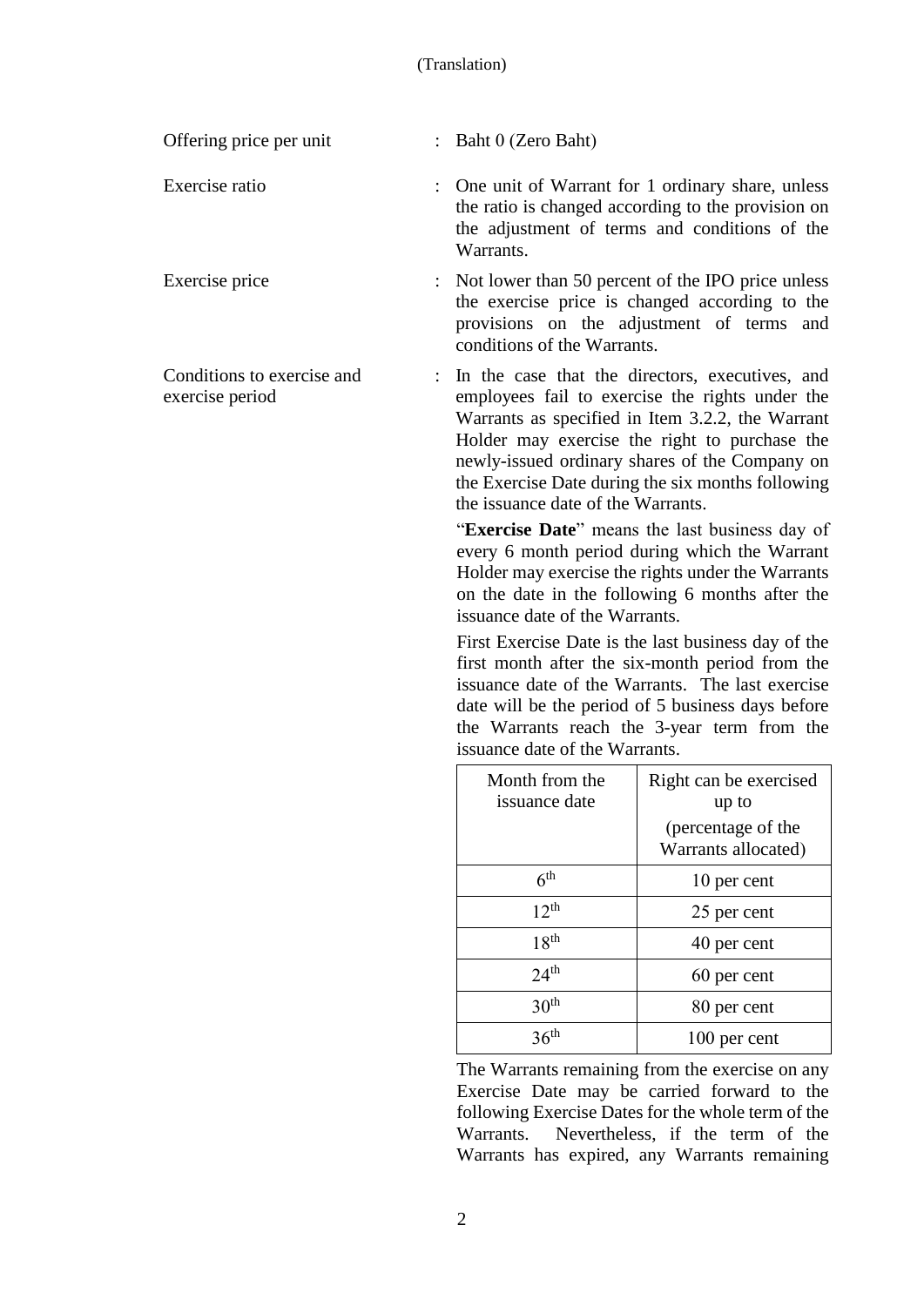(Translation)

Offering price per unit : Baht 0 (Zero Baht)

Exercise ratio : One unit of Warrant for 1 ordinary share, unless the ratio is changed according to the provision on the adjustment of terms and conditions of the Warrants.

Exercise price : Not lower than 50 percent of the IPO price unless the exercise price is changed according to the provisions on the adjustment of terms and conditions of the Warrants.

Conditions to exercise and exercise period : In the case that the directors, executives, and employees fail to exercise the rights under the Warrants as specified in Item 3.2.2, the Warrant Holder may exercise the right to purchase the newly-issued ordinary shares of the Company on the Exercise Date during the six months following the issuance date of the Warrants.

"**Exercise Date**" means the last business day of every 6 month period during which the Warrant Holder may exercise the rights under the Warrants on the date in the following 6 months after the issuance date of the Warrants.

First Exercise Date is the last business day of the first month after the six-month period from the issuance date of the Warrants. The last exercise date will be the period of 5 business days before the Warrants reach the 3-year term from the issuance date of the Warrants.

| Month from the issuance date | Right can be exercised up to (percentage of the Warrants allocated) |
|---|---|
| 6th | 10 per cent |
| 12th | 25 per cent |
| 18th | 40 per cent |
| 24th | 60 per cent |
| 30th | 80 per cent |
| 36th | 100 per cent |

The Warrants remaining from the exercise on any Exercise Date may be carried forward to the following Exercise Dates for the whole term of the Warrants. Nevertheless, if the term of the Warrants has expired, any Warrants remaining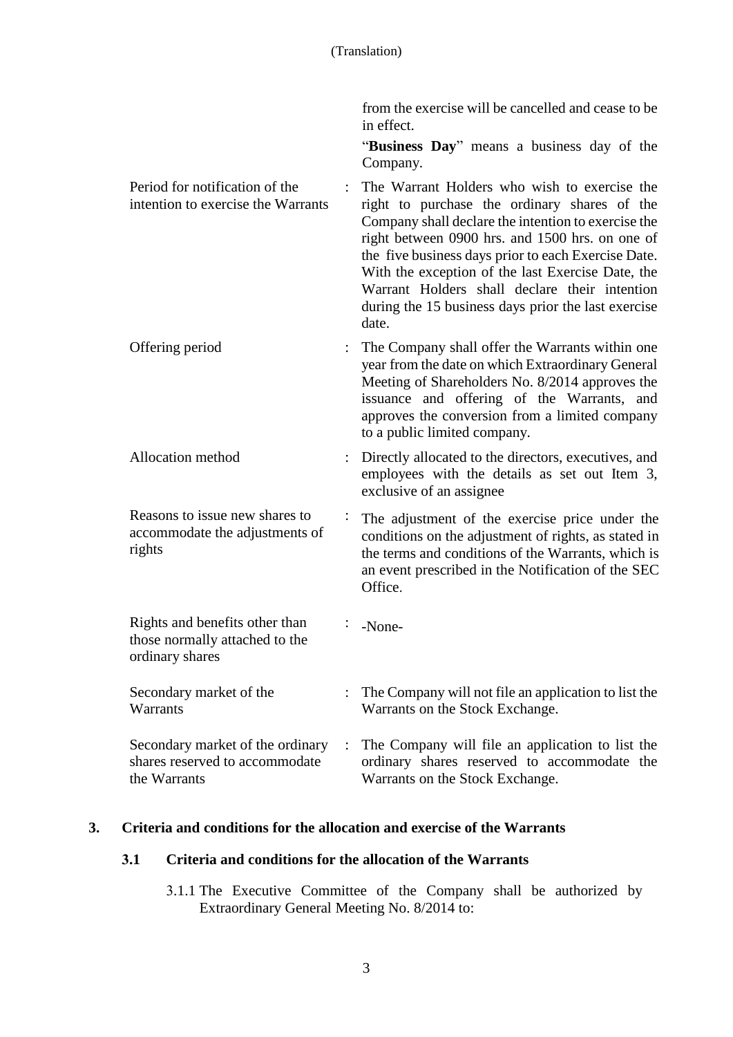| | | |
|---|---|---|
| | | from the exercise will be cancelled and cease to be in effect. |
| | | "**Business Day**" means a business day of the Company. |
| Period for notification of the intention to exercise the Warrants | : | The Warrant Holders who wish to exercise the right to purchase the ordinary shares of the Company shall declare the intention to exercise the right between 0900 hrs. and 1500 hrs. on one of the five business days prior to each Exercise Date. With the exception of the last Exercise Date, the Warrant Holders shall declare their intention during the 15 business days prior the last exercise date. |
| Offering period | : | The Company shall offer the Warrants within one year from the date on which Extraordinary General Meeting of Shareholders No. 8/2014 approves the issuance and offering of the Warrants, and approves the conversion from a limited company to a public limited company. |
| Allocation method | : | Directly allocated to the directors, executives, and employees with the details as set out Item 3, exclusive of an assignee |
| Reasons to issue new shares to accommodate the adjustments of rights | : | The adjustment of the exercise price under the conditions on the adjustment of rights, as stated in the terms and conditions of the Warrants, which is an event prescribed in the Notification of the SEC Office. |
| Rights and benefits other than those normally attached to the ordinary shares | : | -None- |
| Secondary market of the Warrants | : | The Company will not file an application to list the Warrants on the Stock Exchange. |
| Secondary market of the ordinary shares reserved to accommodate the Warrants | : | The Company will file an application to list the ordinary shares reserved to accommodate the Warrants on the Stock Exchange. |

## 3. Criteria and conditions for the allocation and exercise of the Warrants

### 3.1 Criteria and conditions for the allocation of the Warrants

3.1.1 The Executive Committee of the Company shall be authorized by Extraordinary General Meeting No. 8/2014 to: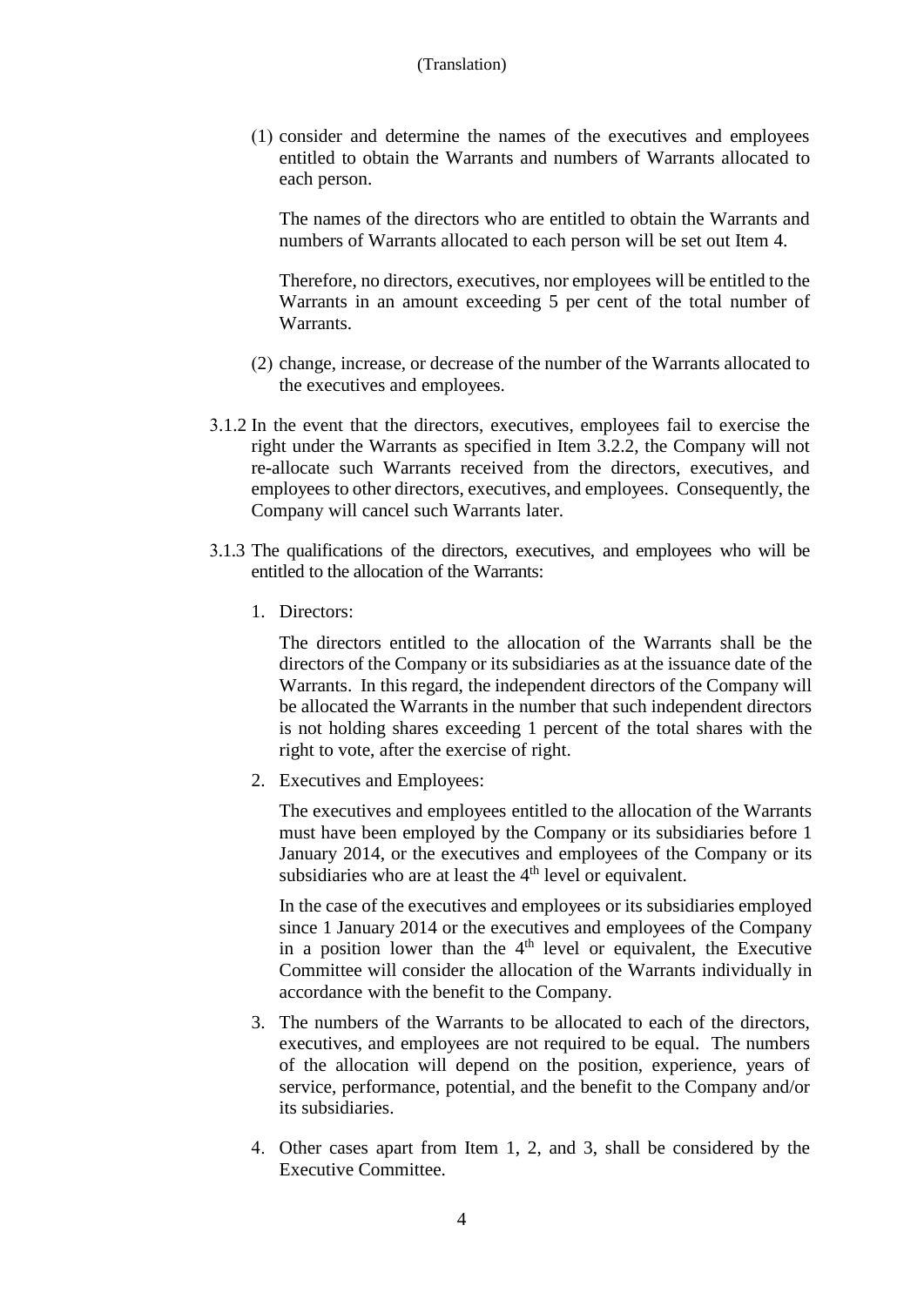(1) consider and determine the names of the executives and employees entitled to obtain the Warrants and numbers of Warrants allocated to each person.

The names of the directors who are entitled to obtain the Warrants and numbers of Warrants allocated to each person will be set out Item 4.

Therefore, no directors, executives, nor employees will be entitled to the Warrants in an amount exceeding 5 per cent of the total number of Warrants.

(2) change, increase, or decrease of the number of the Warrants allocated to the executives and employees.

3.1.2 In the event that the directors, executives, employees fail to exercise the right under the Warrants as specified in Item 3.2.2, the Company will not re-allocate such Warrants received from the directors, executives, and employees to other directors, executives, and employees. Consequently, the Company will cancel such Warrants later.

3.1.3 The qualifications of the directors, executives, and employees who will be entitled to the allocation of the Warrants:

1. Directors:

   The directors entitled to the allocation of the Warrants shall be the directors of the Company or its subsidiaries as at the issuance date of the Warrants. In this regard, the independent directors of the Company will be allocated the Warrants in the number that such independent directors is not holding shares exceeding 1 percent of the total shares with the right to vote, after the exercise of right.

2. Executives and Employees:

   The executives and employees entitled to the allocation of the Warrants must have been employed by the Company or its subsidiaries before 1 January 2014, or the executives and employees of the Company or its subsidiaries who are at least the 4th level or equivalent.

   In the case of the executives and employees or its subsidiaries employed since 1 January 2014 or the executives and employees of the Company in a position lower than the 4th level or equivalent, the Executive Committee will consider the allocation of the Warrants individually in accordance with the benefit to the Company.

3. The numbers of the Warrants to be allocated to each of the directors, executives, and employees are not required to be equal. The numbers of the allocation will depend on the position, experience, years of service, performance, potential, and the benefit to the Company and/or its subsidiaries.

4. Other cases apart from Item 1, 2, and 3, shall be considered by the Executive Committee.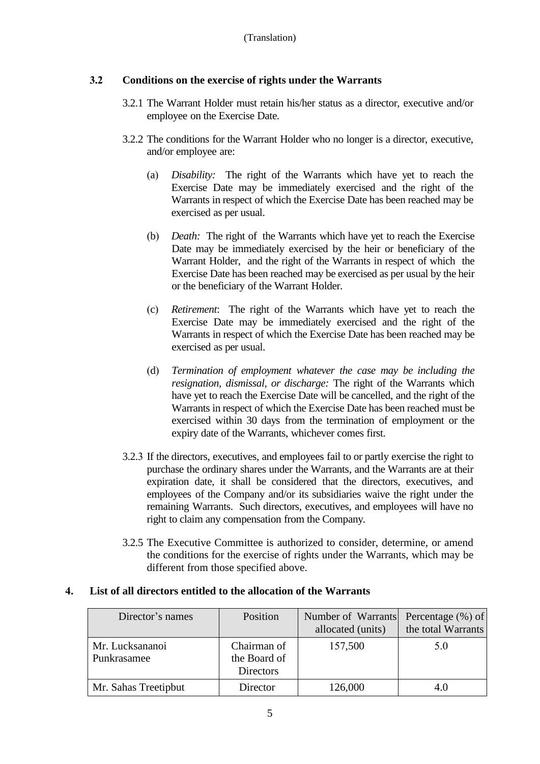(Translation)

### 3.2 Conditions on the exercise of rights under the Warrants

3.2.1 The Warrant Holder must retain his/her status as a director, executive and/or employee on the Exercise Date.

3.2.2 The conditions for the Warrant Holder who no longer is a director, executive, and/or employee are:

(a) *Disability:* The right of the Warrants which have yet to reach the Exercise Date may be immediately exercised and the right of the Warrants in respect of which the Exercise Date has been reached may be exercised as per usual.

(b) *Death:* The right of the Warrants which have yet to reach the Exercise Date may be immediately exercised by the heir or beneficiary of the Warrant Holder, and the right of the Warrants in respect of which the Exercise Date has been reached may be exercised as per usual by the heir or the beneficiary of the Warrant Holder.

(c) *Retirement*: The right of the Warrants which have yet to reach the Exercise Date may be immediately exercised and the right of the Warrants in respect of which the Exercise Date has been reached may be exercised as per usual.

(d) *Termination of employment whatever the case may be including the resignation, dismissal, or discharge:* The right of the Warrants which have yet to reach the Exercise Date will be cancelled, and the right of the Warrants in respect of which the Exercise Date has been reached must be exercised within 30 days from the termination of employment or the expiry date of the Warrants, whichever comes first.

3.2.3 If the directors, executives, and employees fail to or partly exercise the right to purchase the ordinary shares under the Warrants, and the Warrants are at their expiration date, it shall be considered that the directors, executives, and employees of the Company and/or its subsidiaries waive the right under the remaining Warrants. Such directors, executives, and employees will have no right to claim any compensation from the Company.

3.2.5 The Executive Committee is authorized to consider, determine, or amend the conditions for the exercise of rights under the Warrants, which may be different from those specified above.

## 4. List of all directors entitled to the allocation of the Warrants

| Director's names | Position | Number of Warrants allocated (units) | Percentage (%) of the total Warrants |
|---|---|---|---|
| Mr. Lucksananoi Punkrasamee | Chairman of the Board of Directors | 157,500 | 5.0 |
| Mr. Sahas Treetipbut | Director | 126,000 | 4.0 |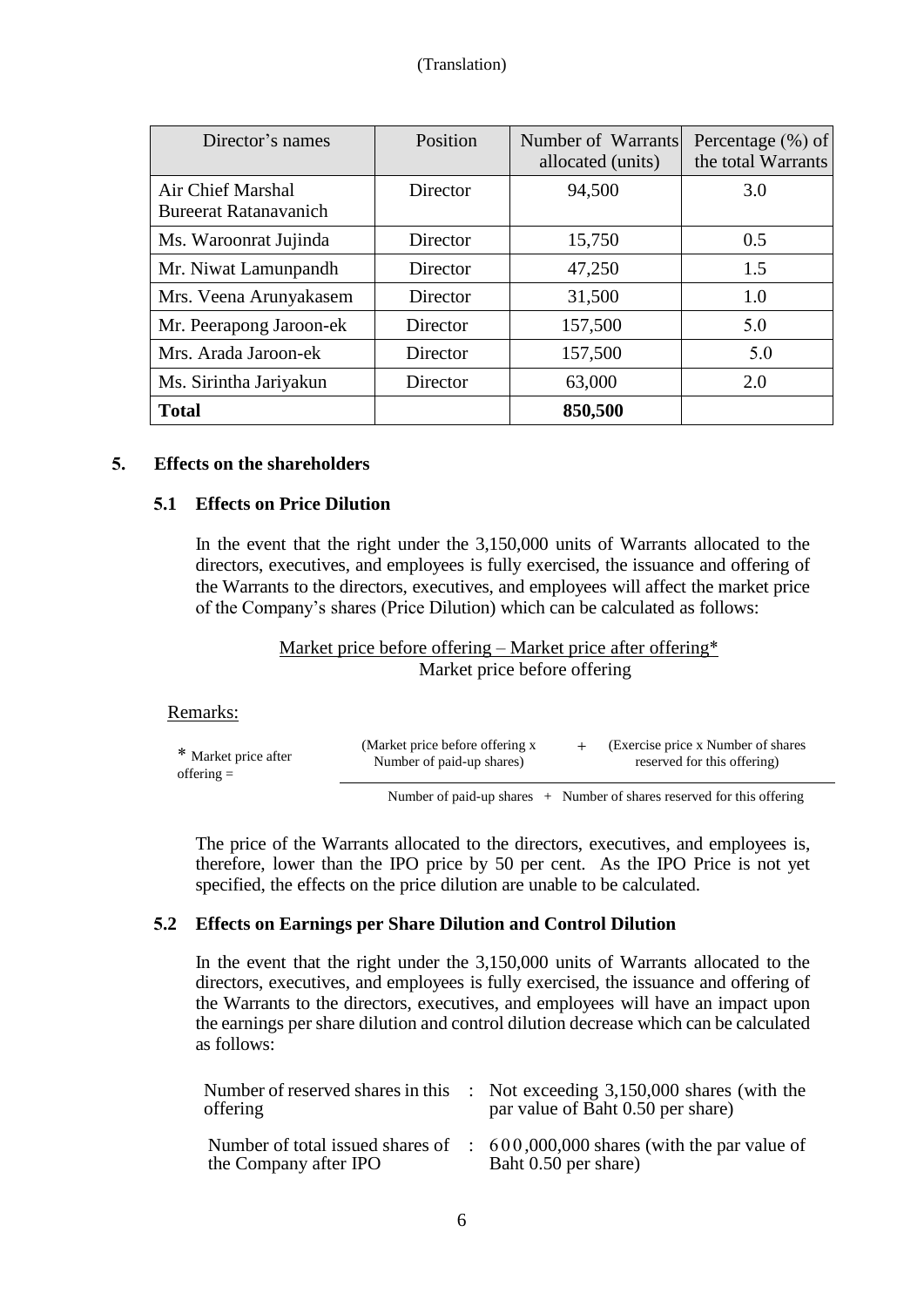(Translation)

| Director's names | Position | Number of Warrants allocated (units) | Percentage (%) of the total Warrants |
|---|---|---|---|
| Air Chief Marshal Bureerat Ratanavanich | Director | 94,500 | 3.0 |
| Ms. Waroonrat Jujinda | Director | 15,750 | 0.5 |
| Mr. Niwat Lamunpandh | Director | 47,250 | 1.5 |
| Mrs. Veena Arunyakasem | Director | 31,500 | 1.0 |
| Mr. Peerapong Jaroon-ek | Director | 157,500 | 5.0 |
| Mrs. Arada Jaroon-ek | Director | 157,500 | 5.0 |
| Ms. Sirintha Jariyakun | Director | 63,000 | 2.0 |
| **Total** | | **850,500** | |

## 5. Effects on the shareholders

### 5.1 Effects on Price Dilution

In the event that the right under the 3,150,000 units of Warrants allocated to the directors, executives, and employees is fully exercised, the issuance and offering of the Warrants to the directors, executives, and employees will affect the market price of the Company's shares (Price Dilution) which can be calculated as follows:

$$\frac{\text{Market price before offering} - \text{Market price after offering*}}{\text{Market price before offering}}$$

Remarks:

$$\text{* Market price after offering} = \frac{(\text{Market price before offering} \times \text{Number of paid-up shares}) + (\text{Exercise price} \times \text{Number of shares reserved for this offering})}{\text{Number of paid-up shares} + \text{Number of shares reserved for this offering}}$$

The price of the Warrants allocated to the directors, executives, and employees is, therefore, lower than the IPO price by 50 per cent. As the IPO Price is not yet specified, the effects on the price dilution are unable to be calculated.

### 5.2 Effects on Earnings per Share Dilution and Control Dilution

In the event that the right under the 3,150,000 units of Warrants allocated to the directors, executives, and employees is fully exercised, the issuance and offering of the Warrants to the directors, executives, and employees will have an impact upon the earnings per share dilution and control dilution decrease which can be calculated as follows:

| | | |
|---|---|---|
| Number of reserved shares in this offering | : | Not exceeding 3,150,000 shares (with the par value of Baht 0.50 per share) |
| Number of total issued shares of the Company after IPO | : | 600,000,000 shares (with the par value of Baht 0.50 per share) |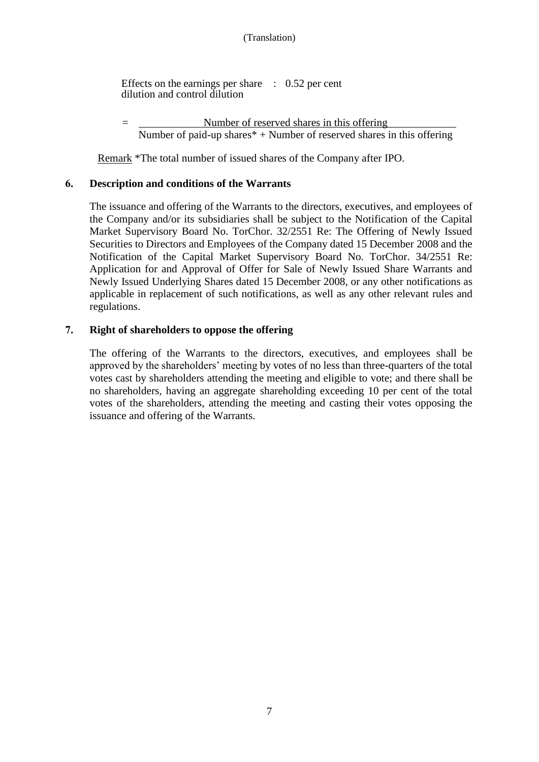(Translation)

Effects on the earnings per share dilution and control dilution : 0.52 per cent

$$= \frac{\text{Number of reserved shares in this offering}}{\text{Number of paid-up shares* + Number of reserved shares in this offering}}$$

Remark *The total number of issued shares of the Company after IPO.

**6. Description and conditions of the Warrants**

The issuance and offering of the Warrants to the directors, executives, and employees of the Company and/or its subsidiaries shall be subject to the Notification of the Capital Market Supervisory Board No. TorChor. 32/2551 Re: The Offering of Newly Issued Securities to Directors and Employees of the Company dated 15 December 2008 and the Notification of the Capital Market Supervisory Board No. TorChor. 34/2551 Re: Application for and Approval of Offer for Sale of Newly Issued Share Warrants and Newly Issued Underlying Shares dated 15 December 2008, or any other notifications as applicable in replacement of such notifications, as well as any other relevant rules and regulations.

**7. Right of shareholders to oppose the offering**

The offering of the Warrants to the directors, executives, and employees shall be approved by the shareholders' meeting by votes of no less than three-quarters of the total votes cast by shareholders attending the meeting and eligible to vote; and there shall be no shareholders, having an aggregate shareholding exceeding 10 per cent of the total votes of the shareholders, attending the meeting and casting their votes opposing the issuance and offering of the Warrants.